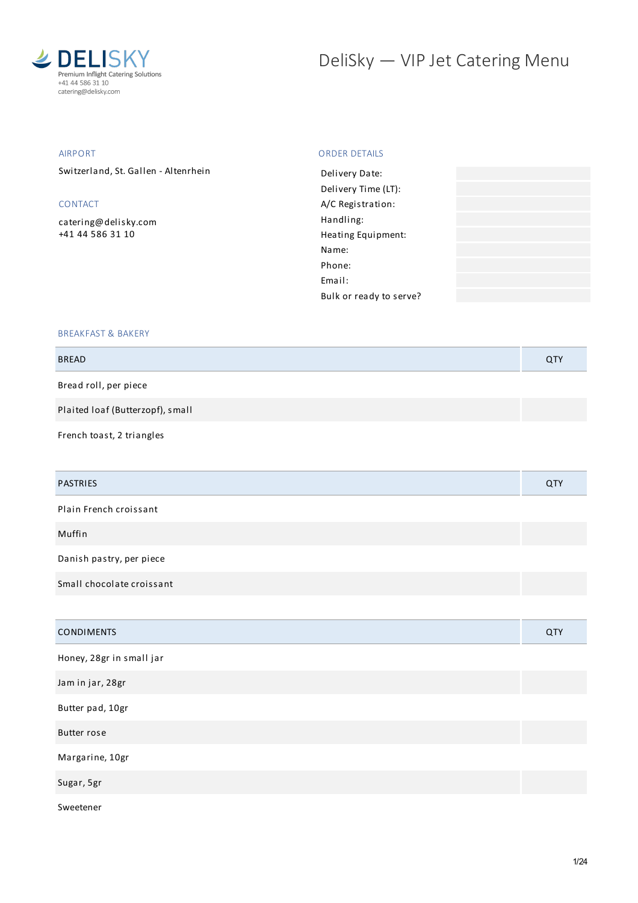DELISKY
Premium Inflight Catering Solutions
+41 44 586 31 10
catering@delisky.com

# DeliSky — VIP Jet Catering Menu

## AIRPORT

Switzerland, St. Gallen - Altenrhein

## CONTACT

catering@delisky.com
+41 44 586 31 10

## ORDER DETAILS

| | |
|---|---|
| Delivery Date: | |
| Delivery Time (LT): | |
| A/C Registration: | |
| Handling: | |
| Heating Equipment: | |
| Name: | |
| Phone: | |
| Email: | |
| Bulk or ready to serve? | |

## BREAKFAST & BAKERY

| BREAD | QTY |
|---|---|
| Bread roll, per piece | |
| Plaited loaf (Butterzopf), small | |
| French toast, 2 triangles | |

| PASTRIES | QTY |
|---|---|
| Plain French croissant | |
| Muffin | |
| Danish pastry, per piece | |
| Small chocolate croissant | |

| CONDIMENTS | QTY |
|---|---|
| Honey, 28gr in small jar | |
| Jam in jar, 28gr | |
| Butter pad, 10gr | |
| Butter rose | |
| Margarine, 10gr | |
| Sugar, 5gr | |
| Sweetener | |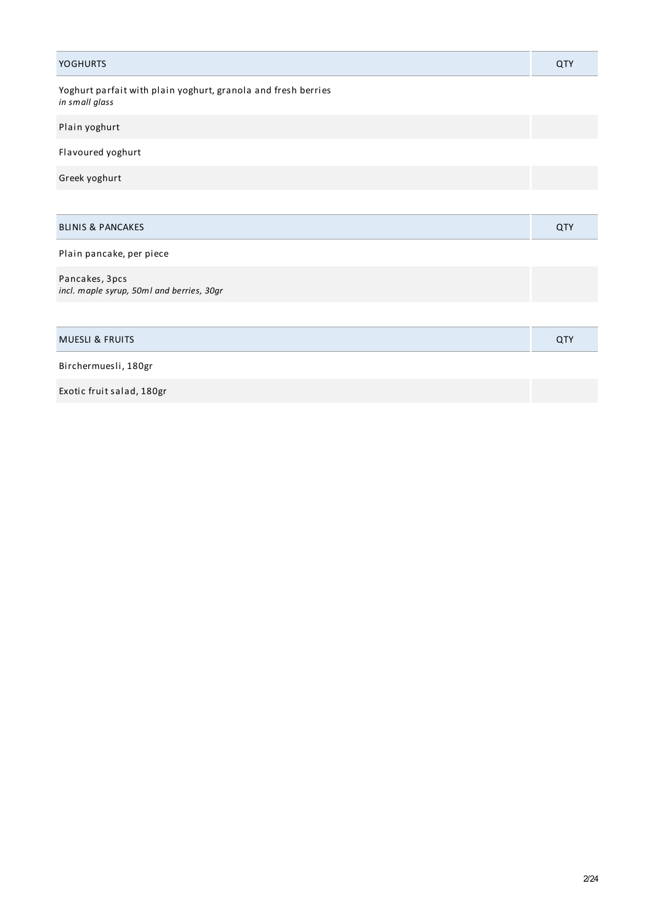| YOGHURTS | QTY |
|---|---|
| Yoghurt parfait with plain yoghurt, granola and fresh berries<br>*in small glass* | |
| Plain yoghurt | |
| Flavoured yoghurt | |
| Greek yoghurt | |

| BLINIS & PANCAKES | QTY |
|---|---|
| Plain pancake, per piece | |
| Pancakes, 3pcs<br>*incl. maple syrup, 50ml and berries, 30gr* | |

| MUESLI & FRUITS | QTY |
|---|---|
| Birchermuesli, 180gr | |
| Exotic fruit salad, 180gr | |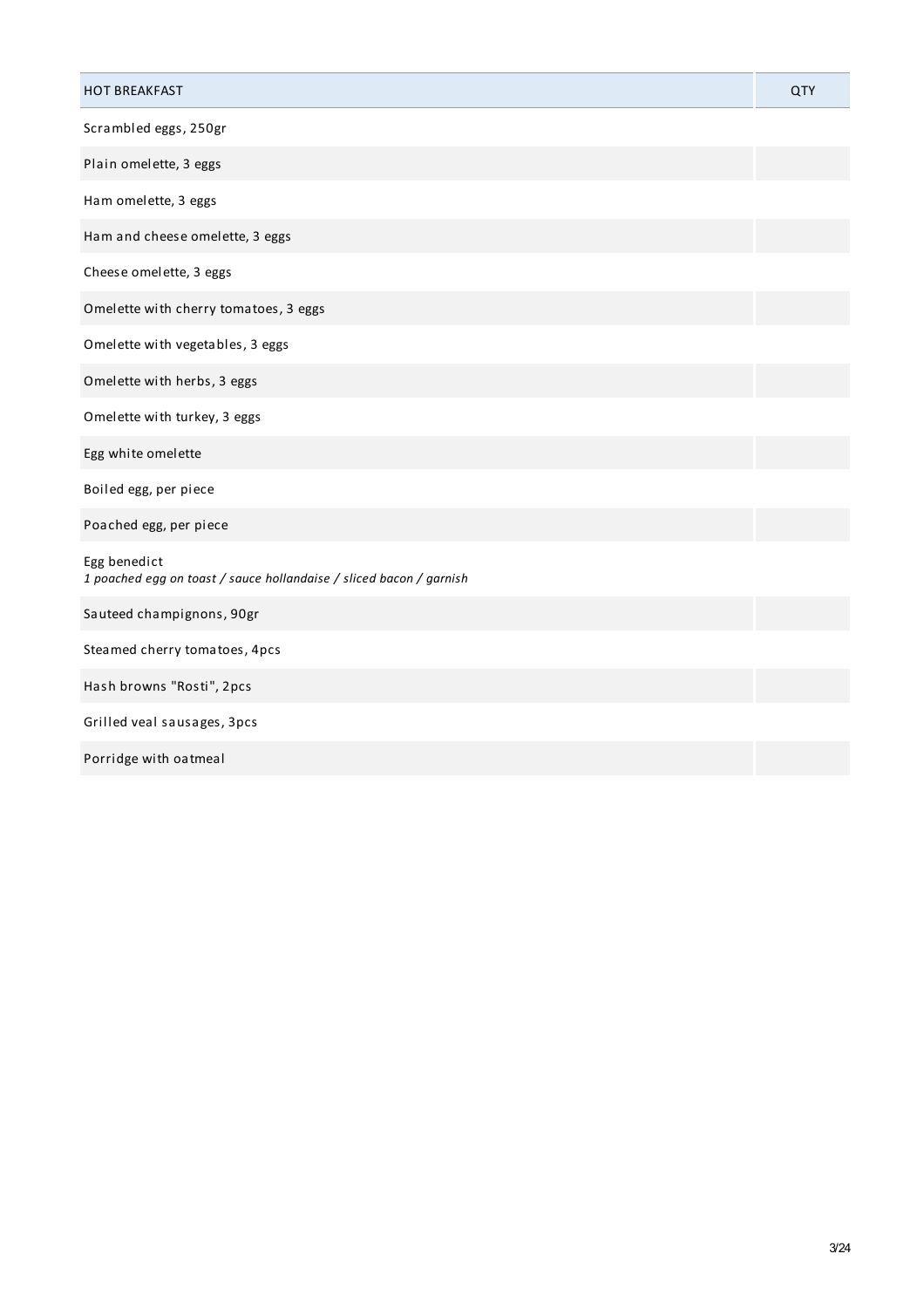| HOT BREAKFAST | QTY |
| --- | --- |
| Scrambled eggs, 250gr | |
| Plain omelette, 3 eggs | |
| Ham omelette, 3 eggs | |
| Ham and cheese omelette, 3 eggs | |
| Cheese omelette, 3 eggs | |
| Omelette with cherry tomatoes, 3 eggs | |
| Omelette with vegetables, 3 eggs | |
| Omelette with herbs, 3 eggs | |
| Omelette with turkey, 3 eggs | |
| Egg white omelette | |
| Boiled egg, per piece | |
| Poached egg, per piece | |
| Egg benedict<br>*1 poached egg on toast / sauce hollandaise / sliced bacon / garnish* | |
| Sauteed champignons, 90gr | |
| Steamed cherry tomatoes, 4pcs | |
| Hash browns "Rosti", 2pcs | |
| Grilled veal sausages, 3pcs | |
| Porridge with oatmeal | |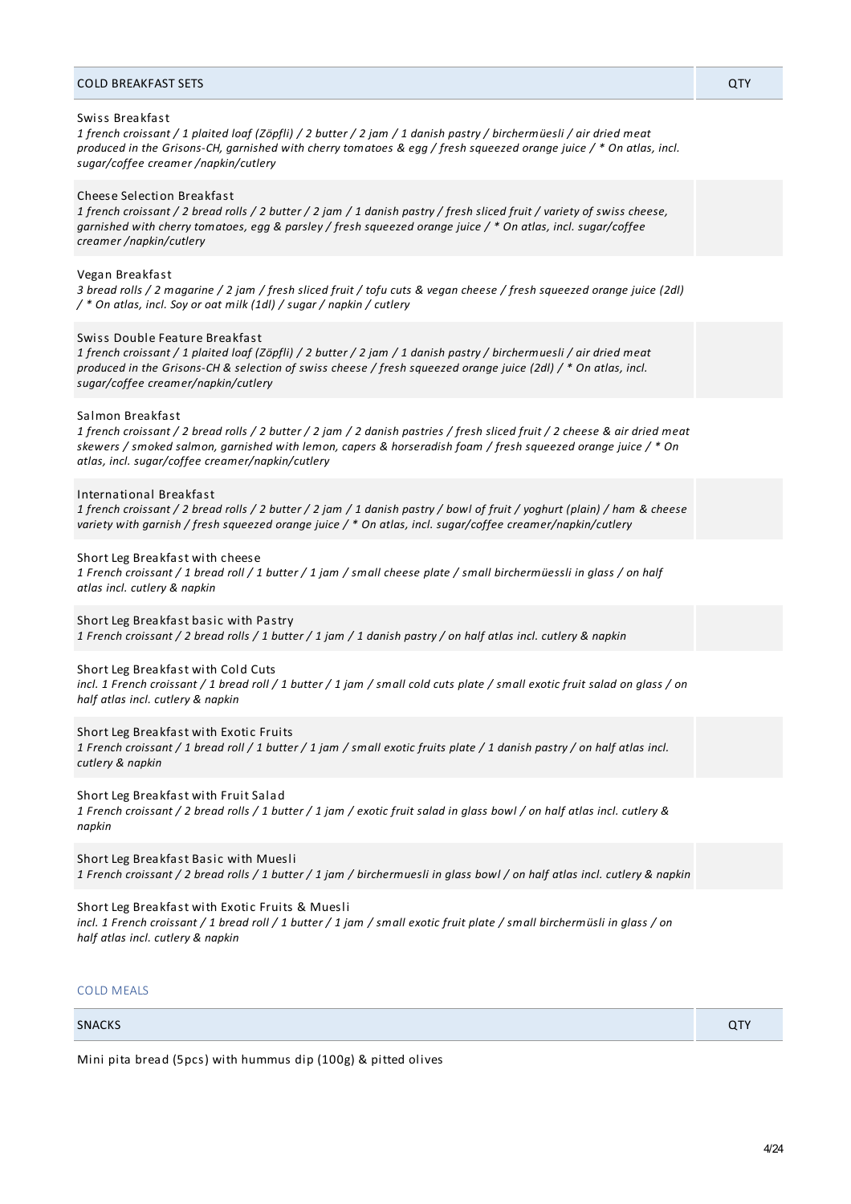| COLD BREAKFAST SETS | QTY |
|---|---|
| Swiss Breakfast<br>*1 french croissant / 1 plaited loaf (Zöpfli) / 2 butter / 2 jam / 1 danish pastry / birchermüesli / air dried meat produced in the Grisons-CH, garnished with cherry tomatoes & egg / fresh squeezed orange juice / * On atlas, incl. sugar/coffee creamer /napkin/cutlery* | |
| Cheese Selection Breakfast<br>*1 french croissant / 2 bread rolls / 2 butter / 2 jam / 1 danish pastry / fresh sliced fruit / variety of swiss cheese, garnished with cherry tomatoes, egg & parsley / fresh squeezed orange juice / * On atlas, incl. sugar/coffee creamer /napkin/cutlery* | |
| Vegan Breakfast<br>*3 bread rolls / 2 magarine / 2 jam / fresh sliced fruit / tofu cuts & vegan cheese / fresh squeezed orange juice (2dl) / * On atlas, incl. Soy or oat milk (1dl) / sugar / napkin / cutlery* | |
| Swiss Double Feature Breakfast<br>*1 french croissant / 1 plaited loaf (Zöpfli) / 2 butter / 2 jam / 1 danish pastry / birchermuesli / air dried meat produced in the Grisons-CH & selection of swiss cheese / fresh squeezed orange juice (2dl) / * On atlas, incl. sugar/coffee creamer/napkin/cutlery* | |
| Salmon Breakfast<br>*1 french croissant / 2 bread rolls / 2 butter / 2 jam / 2 danish pastries / fresh sliced fruit / 2 cheese & air dried meat skewers / smoked salmon, garnished with lemon, capers & horseradish foam / fresh squeezed orange juice / * On atlas, incl. sugar/coffee creamer/napkin/cutlery* | |
| International Breakfast<br>*1 french croissant / 2 bread rolls / 2 butter / 2 jam / 1 danish pastry / bowl of fruit / yoghurt (plain) / ham & cheese variety with garnish / fresh squeezed orange juice / * On atlas, incl. sugar/coffee creamer/napkin/cutlery* | |
| Short Leg Breakfast with cheese<br>*1 French croissant / 1 bread roll / 1 butter / 1 jam / small cheese plate / small birchermüessli in glass / on half atlas incl. cutlery & napkin* | |
| Short Leg Breakfast basic with Pastry<br>*1 French croissant / 2 bread rolls / 1 butter / 1 jam / 1 danish pastry / on half atlas incl. cutlery & napkin* | |
| Short Leg Breakfast with Cold Cuts<br>*incl. 1 French croissant / 1 bread roll / 1 butter / 1 jam / small cold cuts plate / small exotic fruit salad on glass / on half atlas incl. cutlery & napkin* | |
| Short Leg Breakfast with Exotic Fruits<br>*1 French croissant / 1 bread roll / 1 butter / 1 jam / small exotic fruits plate / 1 danish pastry / on half atlas incl. cutlery & napkin* | |
| Short Leg Breakfast with Fruit Salad<br>*1 French croissant / 2 bread rolls / 1 butter / 1 jam / exotic fruit salad in glass bowl / on half atlas incl. cutlery & napkin* | |
| Short Leg Breakfast Basic with Muesli<br>*1 French croissant / 2 bread rolls / 1 butter / 1 jam / birchermuesli in glass bowl / on half atlas incl. cutlery & napkin* | |
| Short Leg Breakfast with Exotic Fruits & Muesli<br>*incl. 1 French croissant / 1 bread roll / 1 butter / 1 jam / small exotic fruit plate / small birchermüsli in glass / on half atlas incl. cutlery & napkin* | |

## COLD MEALS

| SNACKS | QTY |
|---|---|
| Mini pita bread (5pcs) with hummus dip (100g) & pitted olives | |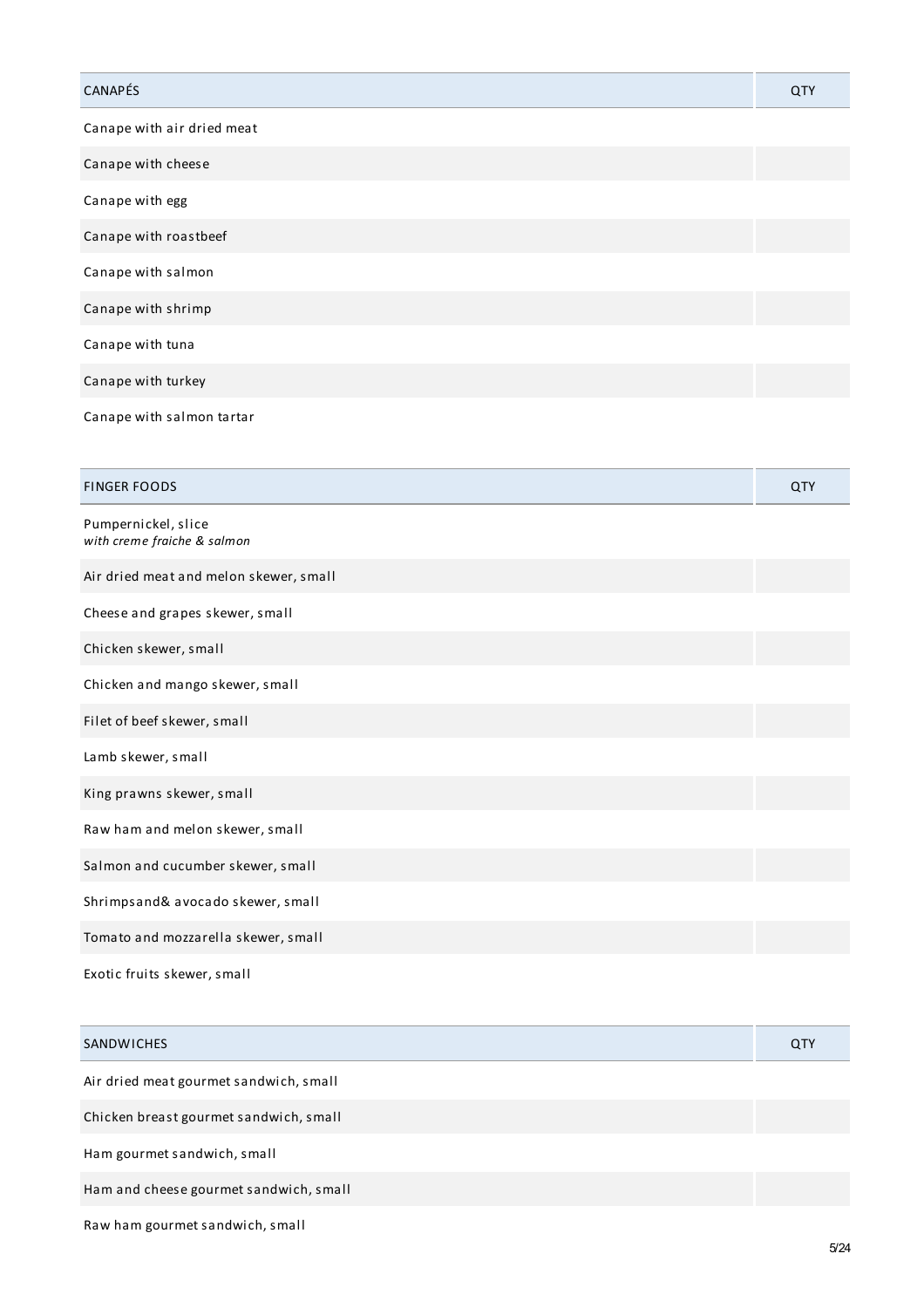| CANAPÉS | QTY |
| --- | --- |
| Canape with air dried meat | |
| Canape with cheese | |
| Canape with egg | |
| Canape with roastbeef | |
| Canape with salmon | |
| Canape with shrimp | |
| Canape with tuna | |
| Canape with turkey | |
| Canape with salmon tartar | |

| FINGER FOODS | QTY |
| --- | --- |
| Pumpernickel, slice *with creme fraiche & salmon* | |
| Air dried meat and melon skewer, small | |
| Cheese and grapes skewer, small | |
| Chicken skewer, small | |
| Chicken and mango skewer, small | |
| Filet of beef skewer, small | |
| Lamb skewer, small | |
| King prawns skewer, small | |
| Raw ham and melon skewer, small | |
| Salmon and cucumber skewer, small | |
| Shrimpsand& avocado skewer, small | |
| Tomato and mozzarella skewer, small | |
| Exotic fruits skewer, small | |

| SANDWICHES | QTY |
| --- | --- |
| Air dried meat gourmet sandwich, small | |
| Chicken breast gourmet sandwich, small | |
| Ham gourmet sandwich, small | |
| Ham and cheese gourmet sandwich, small | |
| Raw ham gourmet sandwich, small | |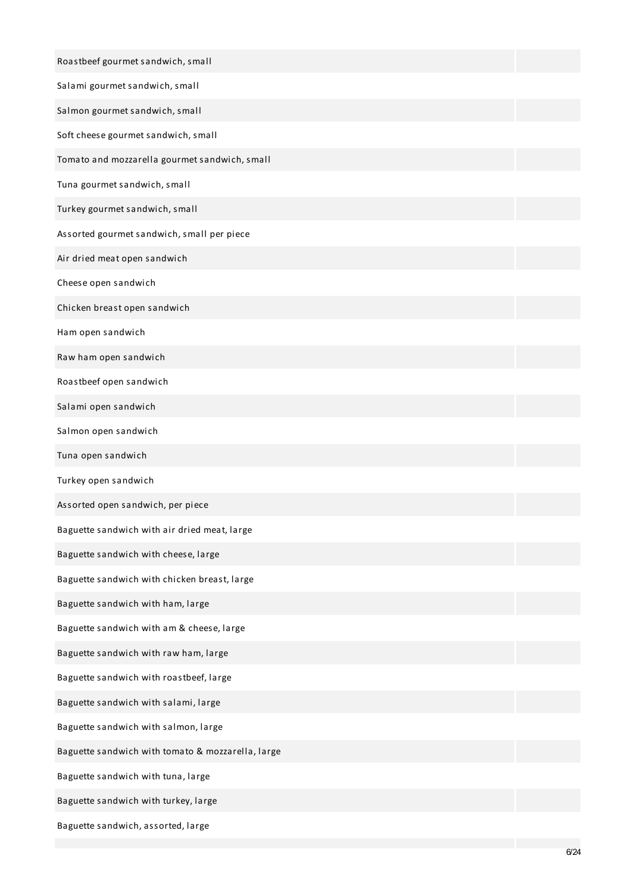| | |
|---|---|
| Roastbeef gourmet sandwich, small | |
| Salami gourmet sandwich, small | |
| Salmon gourmet sandwich, small | |
| Soft cheese gourmet sandwich, small | |
| Tomato and mozzarella gourmet sandwich, small | |
| Tuna gourmet sandwich, small | |
| Turkey gourmet sandwich, small | |
| Assorted gourmet sandwich, small per piece | |
| Air dried meat open sandwich | |
| Cheese open sandwich | |
| Chicken breast open sandwich | |
| Ham open sandwich | |
| Raw ham open sandwich | |
| Roastbeef open sandwich | |
| Salami open sandwich | |
| Salmon open sandwich | |
| Tuna open sandwich | |
| Turkey open sandwich | |
| Assorted open sandwich, per piece | |
| Baguette sandwich with air dried meat, large | |
| Baguette sandwich with cheese, large | |
| Baguette sandwich with chicken breast, large | |
| Baguette sandwich with ham, large | |
| Baguette sandwich with am & cheese, large | |
| Baguette sandwich with raw ham, large | |
| Baguette sandwich with roastbeef, large | |
| Baguette sandwich with salami, large | |
| Baguette sandwich with salmon, large | |
| Baguette sandwich with tomato & mozzarella, large | |
| Baguette sandwich with tuna, large | |
| Baguette sandwich with turkey, large | |
| Baguette sandwich, assorted, large | |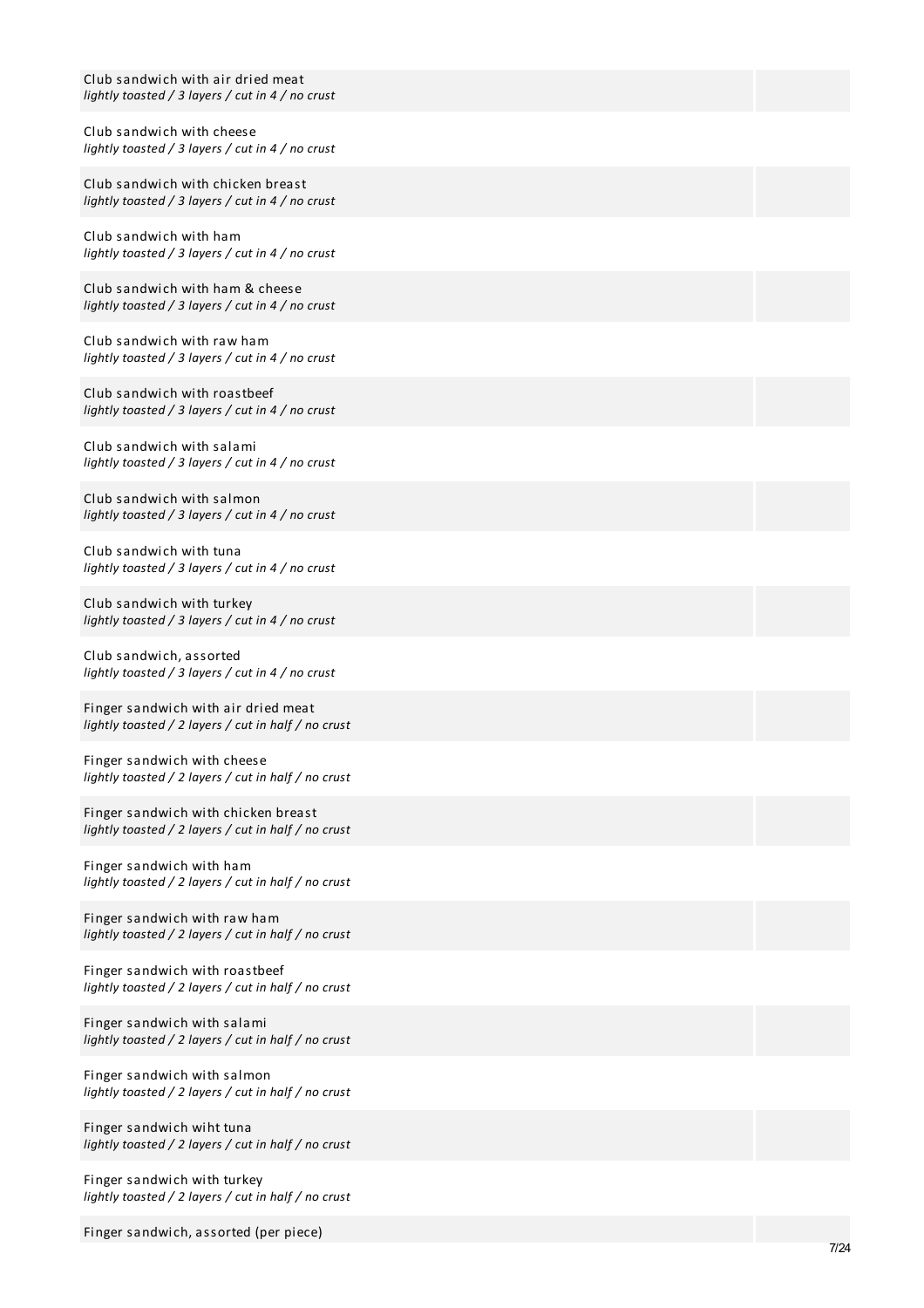Club sandwich with air dried meat
*lightly toasted / 3 layers / cut in 4 / no crust*

Club sandwich with cheese
*lightly toasted / 3 layers / cut in 4 / no crust*

Club sandwich with chicken breast
*lightly toasted / 3 layers / cut in 4 / no crust*

Club sandwich with ham
*lightly toasted / 3 layers / cut in 4 / no crust*

Club sandwich with ham & cheese
*lightly toasted / 3 layers / cut in 4 / no crust*

Club sandwich with raw ham
*lightly toasted / 3 layers / cut in 4 / no crust*

Club sandwich with roastbeef
*lightly toasted / 3 layers / cut in 4 / no crust*

Club sandwich with salami
*lightly toasted / 3 layers / cut in 4 / no crust*

Club sandwich with salmon
*lightly toasted / 3 layers / cut in 4 / no crust*

Club sandwich with tuna
*lightly toasted / 3 layers / cut in 4 / no crust*

Club sandwich with turkey
*lightly toasted / 3 layers / cut in 4 / no crust*

Club sandwich, assorted
*lightly toasted / 3 layers / cut in 4 / no crust*

Finger sandwich with air dried meat
*lightly toasted / 2 layers / cut in half / no crust*

Finger sandwich with cheese
*lightly toasted / 2 layers / cut in half / no crust*

Finger sandwich with chicken breast
*lightly toasted / 2 layers / cut in half / no crust*

Finger sandwich with ham
*lightly toasted / 2 layers / cut in half / no crust*

Finger sandwich with raw ham
*lightly toasted / 2 layers / cut in half / no crust*

Finger sandwich with roastbeef
*lightly toasted / 2 layers / cut in half / no crust*

Finger sandwich with salami
*lightly toasted / 2 layers / cut in half / no crust*

Finger sandwich with salmon
*lightly toasted / 2 layers / cut in half / no crust*

Finger sandwich wiht tuna
*lightly toasted / 2 layers / cut in half / no crust*

Finger sandwich with turkey
*lightly toasted / 2 layers / cut in half / no crust*

Finger sandwich, assorted (per piece)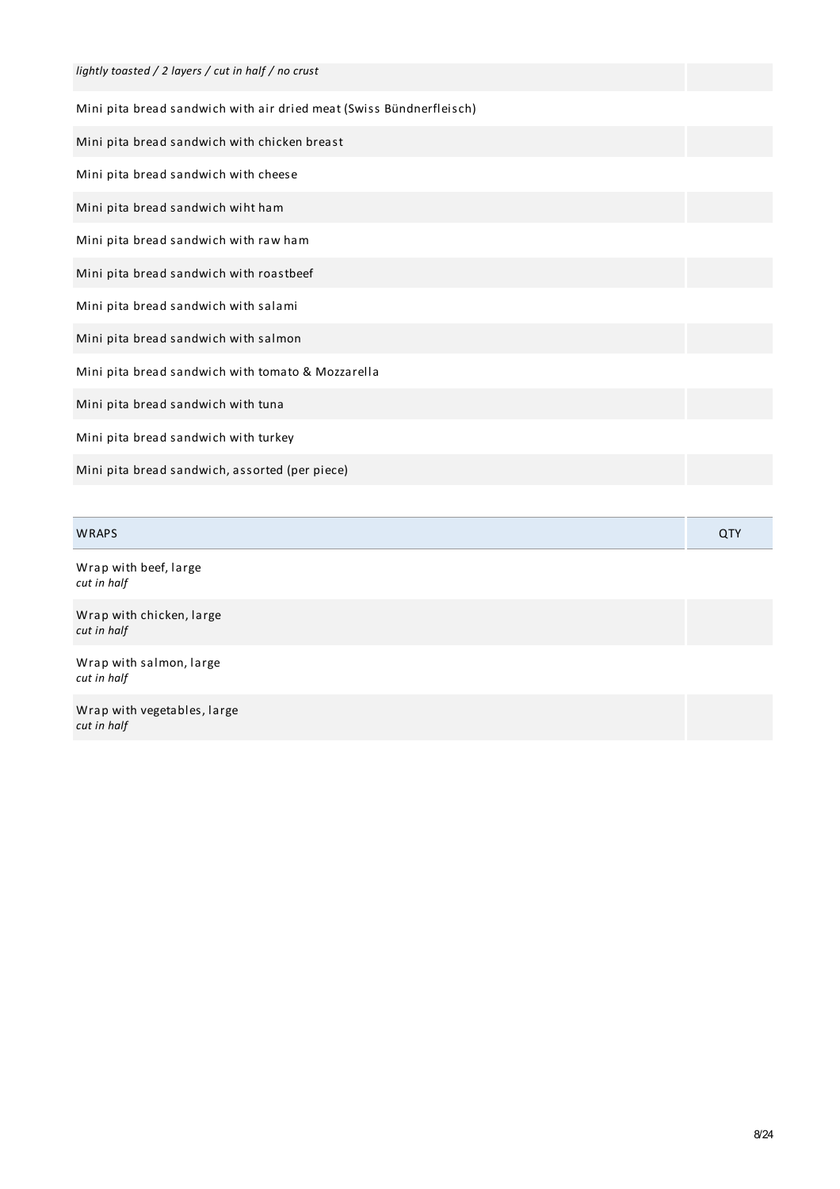| | |
|---|---|
| *lightly toasted / 2 layers / cut in half / no crust* | |
| Mini pita bread sandwich with air dried meat (Swiss Bündnerfleisch) | |
| Mini pita bread sandwich with chicken breast | |
| Mini pita bread sandwich with cheese | |
| Mini pita bread sandwich wiht ham | |
| Mini pita bread sandwich with raw ham | |
| Mini pita bread sandwich with roastbeef | |
| Mini pita bread sandwich with salami | |
| Mini pita bread sandwich with salmon | |
| Mini pita bread sandwich with tomato & Mozzarella | |
| Mini pita bread sandwich with tuna | |
| Mini pita bread sandwich with turkey | |
| Mini pita bread sandwich, assorted (per piece) | |

| WRAPS | QTY |
|---|---|
| Wrap with beef, large<br>*cut in half* | |
| Wrap with chicken, large<br>*cut in half* | |
| Wrap with salmon, large<br>*cut in half* | |
| Wrap with vegetables, large<br>*cut in half* | |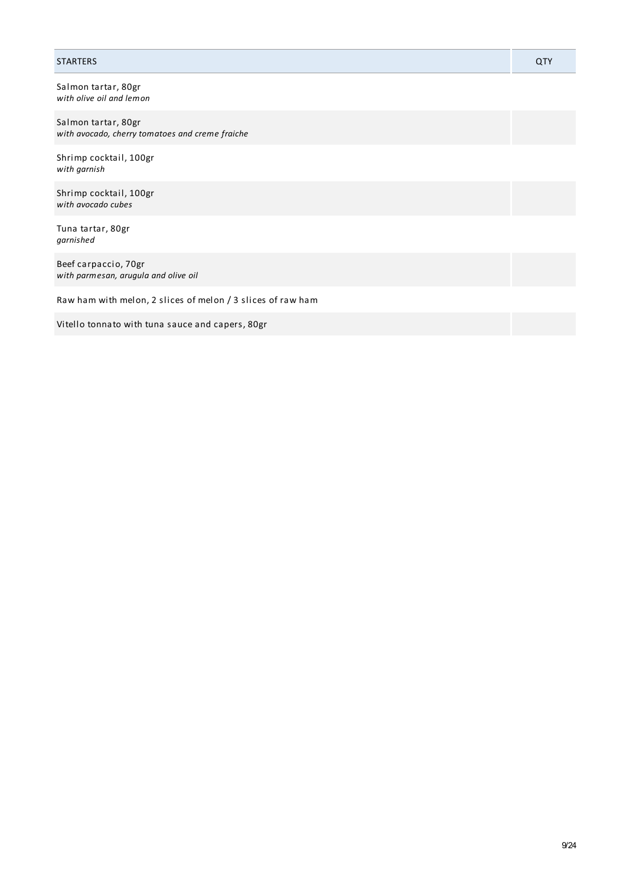| STARTERS | QTY |
|---|---|
| Salmon tartar, 80gr<br>*with olive oil and lemon* | |
| Salmon tartar, 80gr<br>*with avocado, cherry tomatoes and creme fraiche* | |
| Shrimp cocktail, 100gr<br>*with garnish* | |
| Shrimp cocktail, 100gr<br>*with avocado cubes* | |
| Tuna tartar, 80gr<br>*garnished* | |
| Beef carpaccio, 70gr<br>*with parmesan, arugula and olive oil* | |
| Raw ham with melon, 2 slices of melon / 3 slices of raw ham | |
| Vitello tonnato with tuna sauce and capers, 80gr | |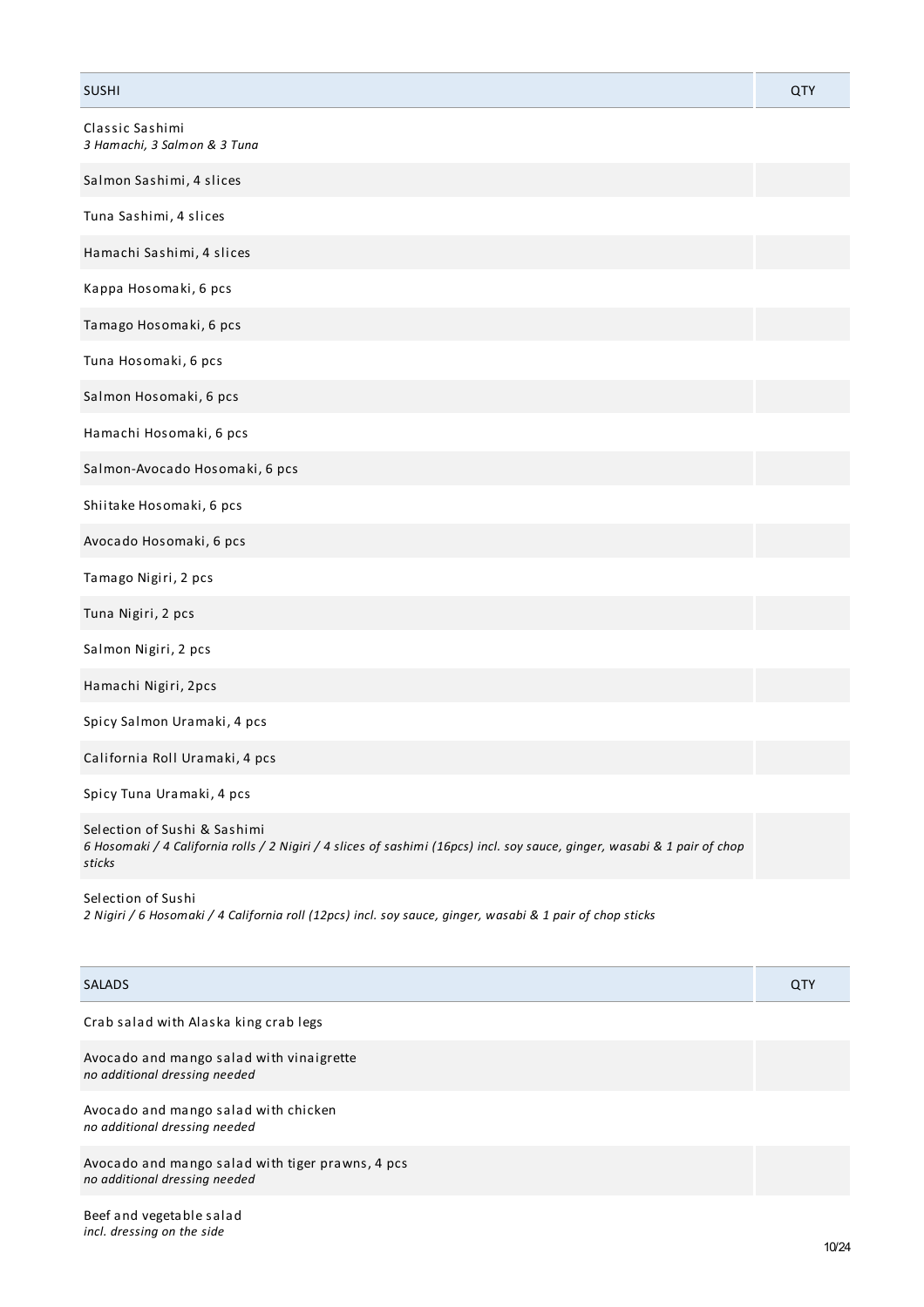| SUSHI | QTY |
| --- | --- |
| Classic Sashimi<br>*3 Hamachi, 3 Salmon & 3 Tuna* | |
| Salmon Sashimi, 4 slices | |
| Tuna Sashimi, 4 slices | |
| Hamachi Sashimi, 4 slices | |
| Kappa Hosomaki, 6 pcs | |
| Tamago Hosomaki, 6 pcs | |
| Tuna Hosomaki, 6 pcs | |
| Salmon Hosomaki, 6 pcs | |
| Hamachi Hosomaki, 6 pcs | |
| Salmon-Avocado Hosomaki, 6 pcs | |
| Shiitake Hosomaki, 6 pcs | |
| Avocado Hosomaki, 6 pcs | |
| Tamago Nigiri, 2 pcs | |
| Tuna Nigiri, 2 pcs | |
| Salmon Nigiri, 2 pcs | |
| Hamachi Nigiri, 2pcs | |
| Spicy Salmon Uramaki, 4 pcs | |
| California Roll Uramaki, 4 pcs | |
| Spicy Tuna Uramaki, 4 pcs | |
| Selection of Sushi & Sashimi<br>*6 Hosomaki / 4 California rolls / 2 Nigiri / 4 slices of sashimi (16pcs) incl. soy sauce, ginger, wasabi & 1 pair of chop sticks* | |
| Selection of Sushi<br>*2 Nigiri / 6 Hosomaki / 4 California roll (12pcs) incl. soy sauce, ginger, wasabi & 1 pair of chop sticks* | |

| SALADS | QTY |
| --- | --- |
| Crab salad with Alaska king crab legs | |
| Avocado and mango salad with vinaigrette<br>*no additional dressing needed* | |
| Avocado and mango salad with chicken<br>*no additional dressing needed* | |
| Avocado and mango salad with tiger prawns, 4 pcs<br>*no additional dressing needed* | |
| Beef and vegetable salad<br>*incl. dressing on the side* | |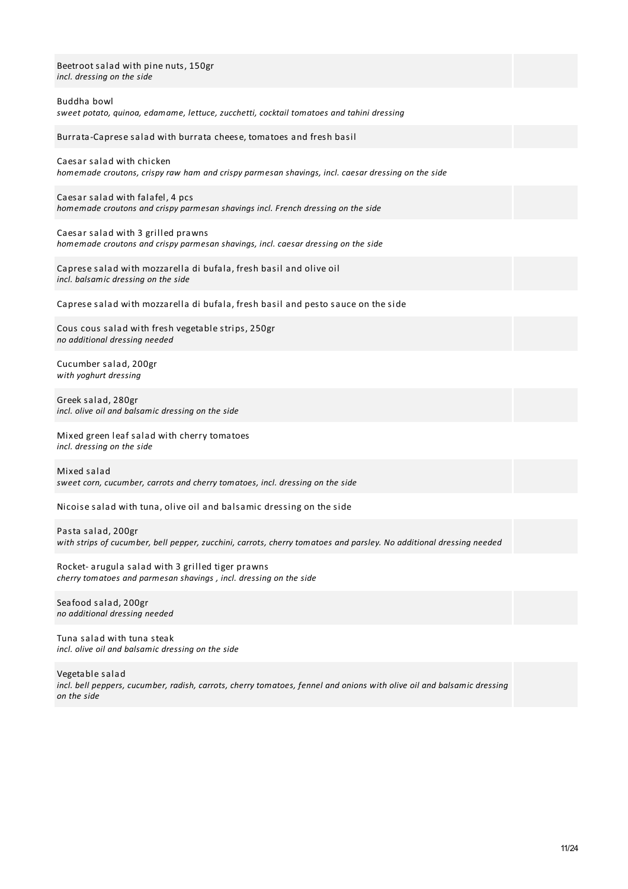Beetroot salad with pine nuts, 150gr
*incl. dressing on the side*

Buddha bowl
*sweet potato, quinoa, edamame, lettuce, zucchetti, cocktail tomatoes and tahini dressing*

Burrata-Caprese salad with burrata cheese, tomatoes and fresh basil

Caesar salad with chicken
*homemade croutons, crispy raw ham and crispy parmesan shavings, incl. caesar dressing on the side*

Caesar salad with falafel, 4 pcs
*homemade croutons and crispy parmesan shavings incl. French dressing on the side*

Caesar salad with 3 grilled prawns
*homemade croutons and crispy parmesan shavings, incl. caesar dressing on the side*

Caprese salad with mozzarella di bufala, fresh basil and olive oil
*incl. balsamic dressing on the side*

Caprese salad with mozzarella di bufala, fresh basil and pesto sauce on the side

Cous cous salad with fresh vegetable strips, 250gr
*no additional dressing needed*

Cucumber salad, 200gr
*with yoghurt dressing*

Greek salad, 280gr
*incl. olive oil and balsamic dressing on the side*

Mixed green leaf salad with cherry tomatoes
*incl. dressing on the side*

Mixed salad
*sweet corn, cucumber, carrots and cherry tomatoes, incl. dressing on the side*

Nicoise salad with tuna, olive oil and balsamic dressing on the side

Pasta salad, 200gr
*with strips of cucumber, bell pepper, zucchini, carrots, cherry tomatoes and parsley. No additional dressing needed*

Rocket- arugula salad with 3 grilled tiger prawns
*cherry tomatoes and parmesan shavings , incl. dressing on the side*

Seafood salad, 200gr
*no additional dressing needed*

Tuna salad with tuna steak
*incl. olive oil and balsamic dressing on the side*

Vegetable salad
*incl. bell peppers, cucumber, radish, carrots, cherry tomatoes, fennel and onions with olive oil and balsamic dressing on the side*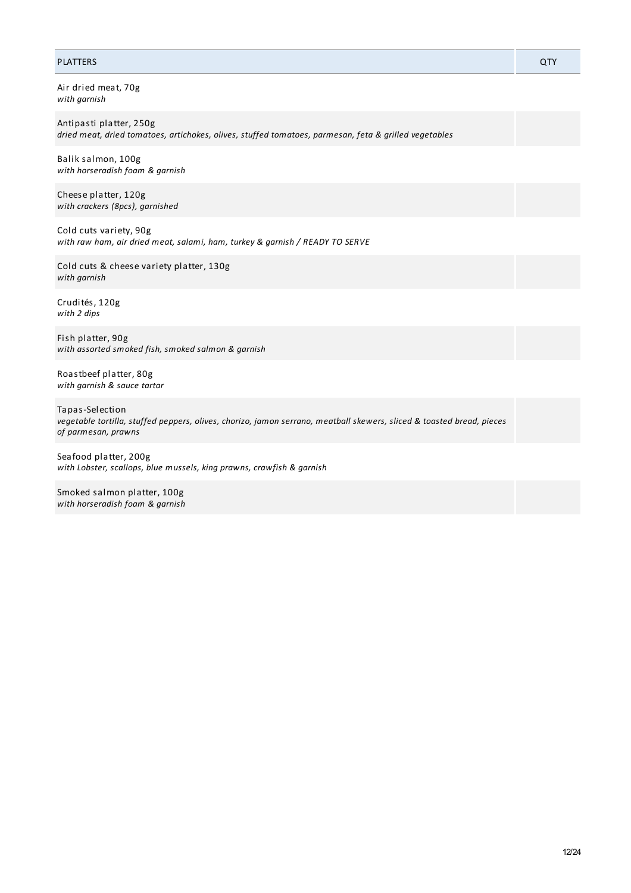| PLATTERS | QTY |
| --- | --- |
| Air dried meat, 70g<br>*with garnish* | |
| Antipasti platter, 250g<br>*dried meat, dried tomatoes, artichokes, olives, stuffed tomatoes, parmesan, feta & grilled vegetables* | |
| Balik salmon, 100g<br>*with horseradish foam & garnish* | |
| Cheese platter, 120g<br>*with crackers (8pcs), garnished* | |
| Cold cuts variety, 90g<br>*with raw ham, air dried meat, salami, ham, turkey & garnish / READY TO SERVE* | |
| Cold cuts & cheese variety platter, 130g<br>*with garnish* | |
| Crudités, 120g<br>*with 2 dips* | |
| Fish platter, 90g<br>*with assorted smoked fish, smoked salmon & garnish* | |
| Roastbeef platter, 80g<br>*with garnish & sauce tartar* | |
| Tapas-Selection<br>*vegetable tortilla, stuffed peppers, olives, chorizo, jamon serrano, meatball skewers, sliced & toasted bread, pieces of parmesan, prawns* | |
| Seafood platter, 200g<br>*with Lobster, scallops, blue mussels, king prawns, crawfish & garnish* | |
| Smoked salmon platter, 100g<br>*with horseradish foam & garnish* | |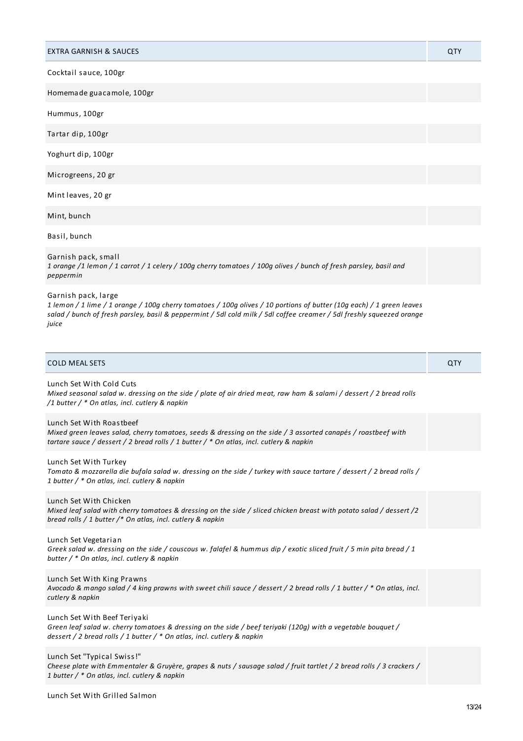| EXTRA GARNISH & SAUCES | QTY |
| --- | --- |
| Cocktail sauce, 100gr | |
| Homemade guacamole, 100gr | |
| Hummus, 100gr | |
| Tartar dip, 100gr | |
| Yoghurt dip, 100gr | |
| Microgreens, 20 gr | |
| Mint leaves, 20 gr | |
| Mint, bunch | |
| Basil, bunch | |
| Garnish pack, small<br>*1 orange /1 lemon / 1 carrot / 1 celery / 100g cherry tomatoes / 100g olives / bunch of fresh parsley, basil and peppermin* | |
| Garnish pack, large<br>*1 lemon / 1 lime / 1 orange / 100g cherry tomatoes / 100g olives / 10 portions of butter (10g each) / 1 green leaves salad / bunch of fresh parsley, basil & peppermint / 5dl cold milk / 5dl coffee creamer / 5dl freshly squeezed orange juice* | |

| COLD MEAL SETS | QTY |
| --- | --- |
| Lunch Set With Cold Cuts<br>*Mixed seasonal salad w. dressing on the side / plate of air dried meat, raw ham & salami / dessert / 2 bread rolls /1 butter / * On atlas, incl. cutlery & napkin* | |
| Lunch Set With Roastbeef<br>*Mixed green leaves salad, cherry tomatoes, seeds & dressing on the side / 3 assorted canapés / roastbeef with tartare sauce / dessert / 2 bread rolls / 1 butter / * On atlas, incl. cutlery & napkin* | |
| Lunch Set With Turkey<br>*Tomato & mozzarella die bufala salad w. dressing on the side / turkey with sauce tartare / dessert / 2 bread rolls / 1 butter / * On atlas, incl. cutlery & napkin* | |
| Lunch Set With Chicken<br>*Mixed leaf salad with cherry tomatoes & dressing on the side / sliced chicken breast with potato salad / dessert /2 bread rolls / 1 butter /* On atlas, incl. cutlery & napkin* | |
| Lunch Set Vegetarian<br>*Greek salad w. dressing on the side / couscous w. falafel & hummus dip / exotic sliced fruit / 5 min pita bread / 1 butter / * On atlas, incl. cutlery & napkin* | |
| Lunch Set With King Prawns<br>*Avocado & mango salad / 4 king prawns with sweet chili sauce / dessert / 2 bread rolls / 1 butter / * On atlas, incl. cutlery & napkin* | |
| Lunch Set With Beef Teriyaki<br>*Green leaf salad w. cherry tomatoes & dressing on the side / beef teriyaki (120g) with a vegetable bouquet / dessert / 2 bread rolls / 1 butter / * On atlas, incl. cutlery & napkin* | |
| Lunch Set "Typical Swiss!"<br>*Cheese plate with Emmentaler & Gruyère, grapes & nuts / sausage salad / fruit tartlet / 2 bread rolls / 3 crackers / 1 butter / * On atlas, incl. cutlery & napkin* | |
| Lunch Set With Grilled Salmon | |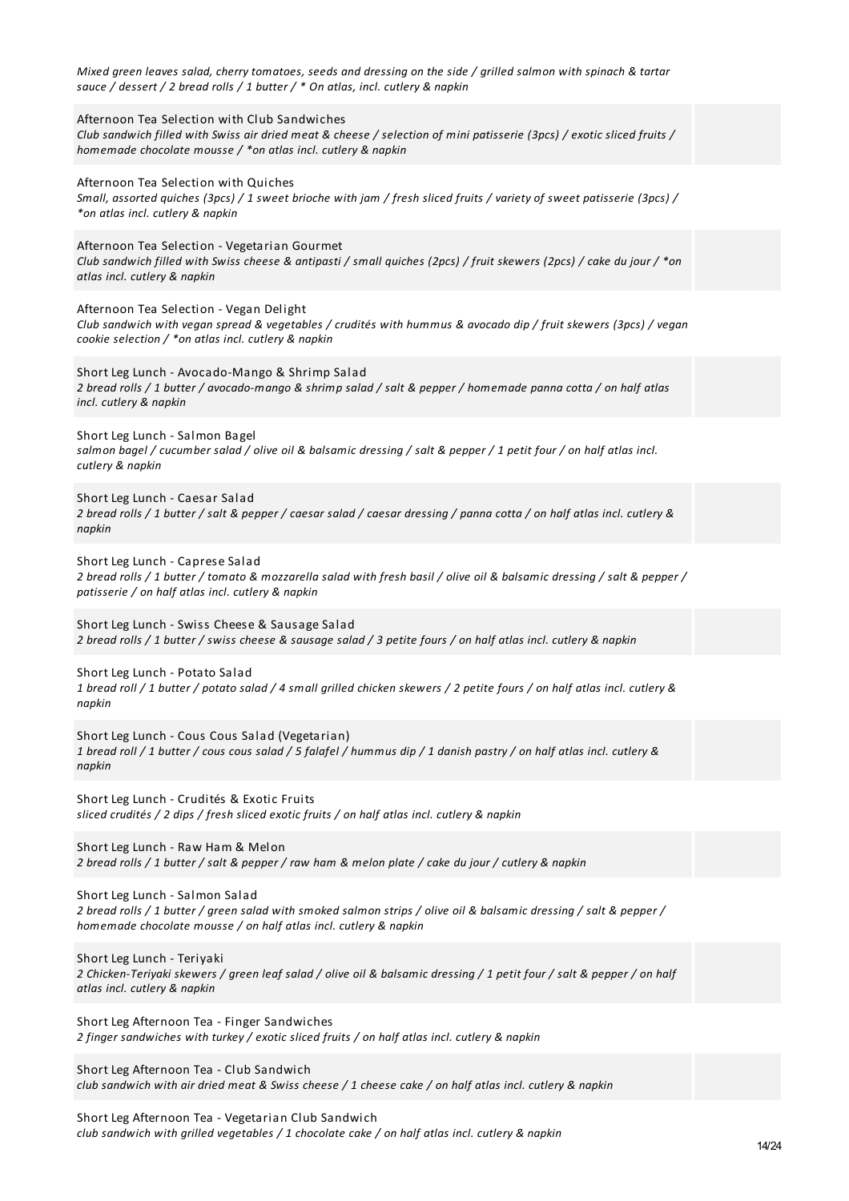*Mixed green leaves salad, cherry tomatoes, seeds and dressing on the side / grilled salmon with spinach & tartar sauce / dessert / 2 bread rolls / 1 butter / * On atlas, incl. cutlery & napkin*

Afternoon Tea Selection with Club Sandwiches
*Club sandwich filled with Swiss air dried meat & cheese / selection of mini patisserie (3pcs) / exotic sliced fruits / homemade chocolate mousse / *on atlas incl. cutlery & napkin*

Afternoon Tea Selection with Quiches
*Small, assorted quiches (3pcs) / 1 sweet brioche with jam / fresh sliced fruits / variety of sweet patisserie (3pcs) / *on atlas incl. cutlery & napkin*

Afternoon Tea Selection - Vegetarian Gourmet
*Club sandwich filled with Swiss cheese & antipasti / small quiches (2pcs) / fruit skewers (2pcs) / cake du jour / *on atlas incl. cutlery & napkin*

Afternoon Tea Selection - Vegan Delight
*Club sandwich with vegan spread & vegetables / crudités with hummus & avocado dip / fruit skewers (3pcs) / vegan cookie selection / *on atlas incl. cutlery & napkin*

Short Leg Lunch - Avocado-Mango & Shrimp Salad
*2 bread rolls / 1 butter / avocado-mango & shrimp salad / salt & pepper / homemade panna cotta / on half atlas incl. cutlery & napkin*

Short Leg Lunch - Salmon Bagel
*salmon bagel / cucumber salad / olive oil & balsamic dressing / salt & pepper / 1 petit four / on half atlas incl. cutlery & napkin*

Short Leg Lunch - Caesar Salad
*2 bread rolls / 1 butter / salt & pepper / caesar salad / caesar dressing / panna cotta / on half atlas incl. cutlery & napkin*

Short Leg Lunch - Caprese Salad
*2 bread rolls / 1 butter / tomato & mozzarella salad with fresh basil / olive oil & balsamic dressing / salt & pepper / patisserie / on half atlas incl. cutlery & napkin*

Short Leg Lunch - Swiss Cheese & Sausage Salad
*2 bread rolls / 1 butter / swiss cheese & sausage salad / 3 petite fours / on half atlas incl. cutlery & napkin*

Short Leg Lunch - Potato Salad
*1 bread roll / 1 butter / potato salad / 4 small grilled chicken skewers / 2 petite fours / on half atlas incl. cutlery & napkin*

Short Leg Lunch - Cous Cous Salad (Vegetarian)
*1 bread roll / 1 butter / cous cous salad / 5 falafel / hummus dip / 1 danish pastry / on half atlas incl. cutlery & napkin*

Short Leg Lunch - Crudités & Exotic Fruits
*sliced crudités / 2 dips / fresh sliced exotic fruits / on half atlas incl. cutlery & napkin*

Short Leg Lunch - Raw Ham & Melon
*2 bread rolls / 1 butter / salt & pepper / raw ham & melon plate / cake du jour / cutlery & napkin*

Short Leg Lunch - Salmon Salad
*2 bread rolls / 1 butter / green salad with smoked salmon strips / olive oil & balsamic dressing / salt & pepper / homemade chocolate mousse / on half atlas incl. cutlery & napkin*

Short Leg Lunch - Teriyaki
*2 Chicken-Teriyaki skewers / green leaf salad / olive oil & balsamic dressing / 1 petit four / salt & pepper / on half atlas incl. cutlery & napkin*

Short Leg Afternoon Tea - Finger Sandwiches
*2 finger sandwiches with turkey / exotic sliced fruits / on half atlas incl. cutlery & napkin*

Short Leg Afternoon Tea - Club Sandwich
*club sandwich with air dried meat & Swiss cheese / 1 cheese cake / on half atlas incl. cutlery & napkin*

Short Leg Afternoon Tea - Vegetarian Club Sandwich
*club sandwich with grilled vegetables / 1 chocolate cake / on half atlas incl. cutlery & napkin*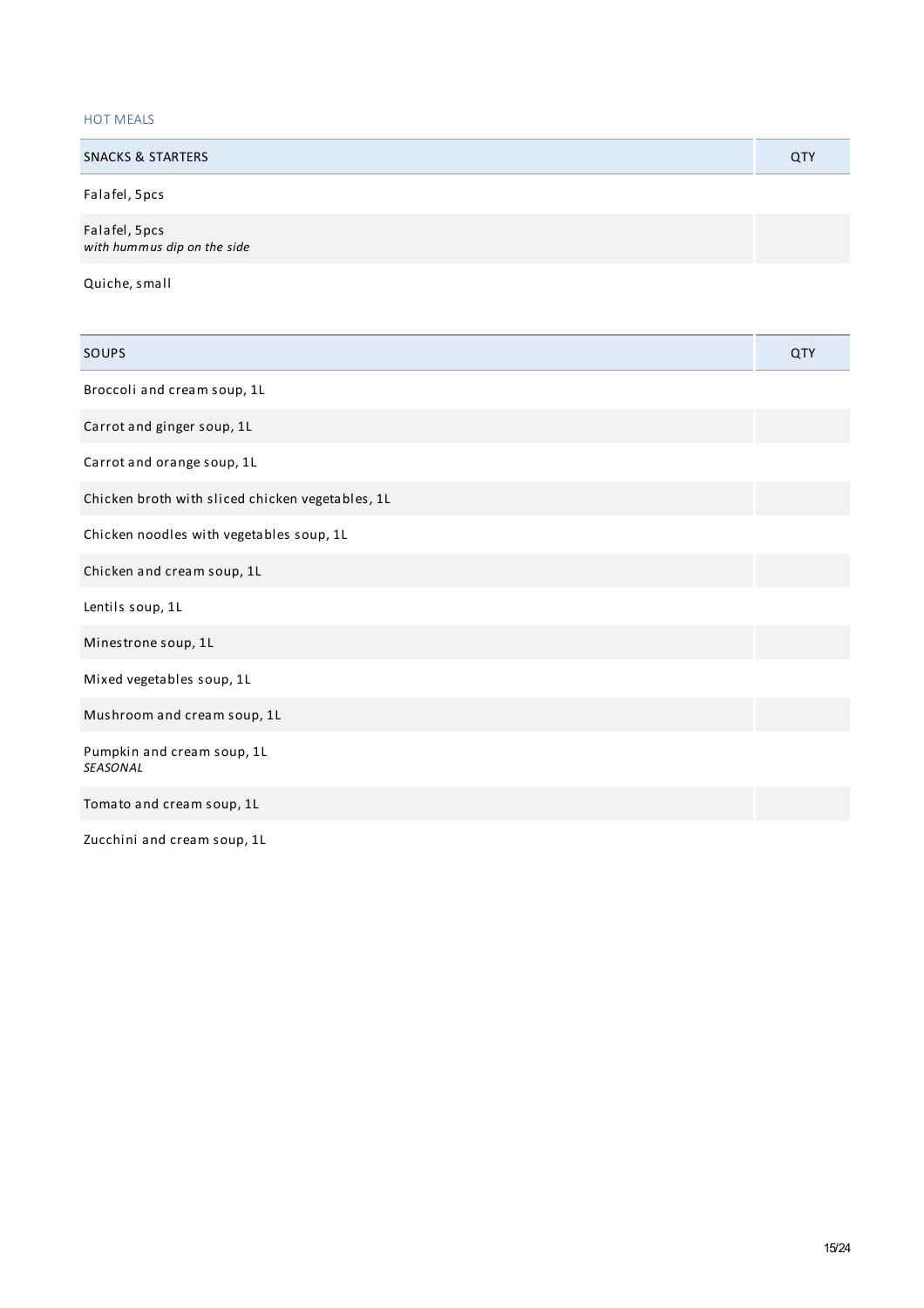## HOT MEALS

| SNACKS & STARTERS | QTY |
|---|---|
| Falafel, 5pcs | |
| Falafel, 5pcs<br>*with hummus dip on the side* | |
| Quiche, small | |

| SOUPS | QTY |
|---|---|
| Broccoli and cream soup, 1L | |
| Carrot and ginger soup, 1L | |
| Carrot and orange soup, 1L | |
| Chicken broth with sliced chicken vegetables, 1L | |
| Chicken noodles with vegetables soup, 1L | |
| Chicken and cream soup, 1L | |
| Lentils soup, 1L | |
| Minestrone soup, 1L | |
| Mixed vegetables soup, 1L | |
| Mushroom and cream soup, 1L | |
| Pumpkin and cream soup, 1L<br>*SEASONAL* | |
| Tomato and cream soup, 1L | |
| Zucchini and cream soup, 1L | |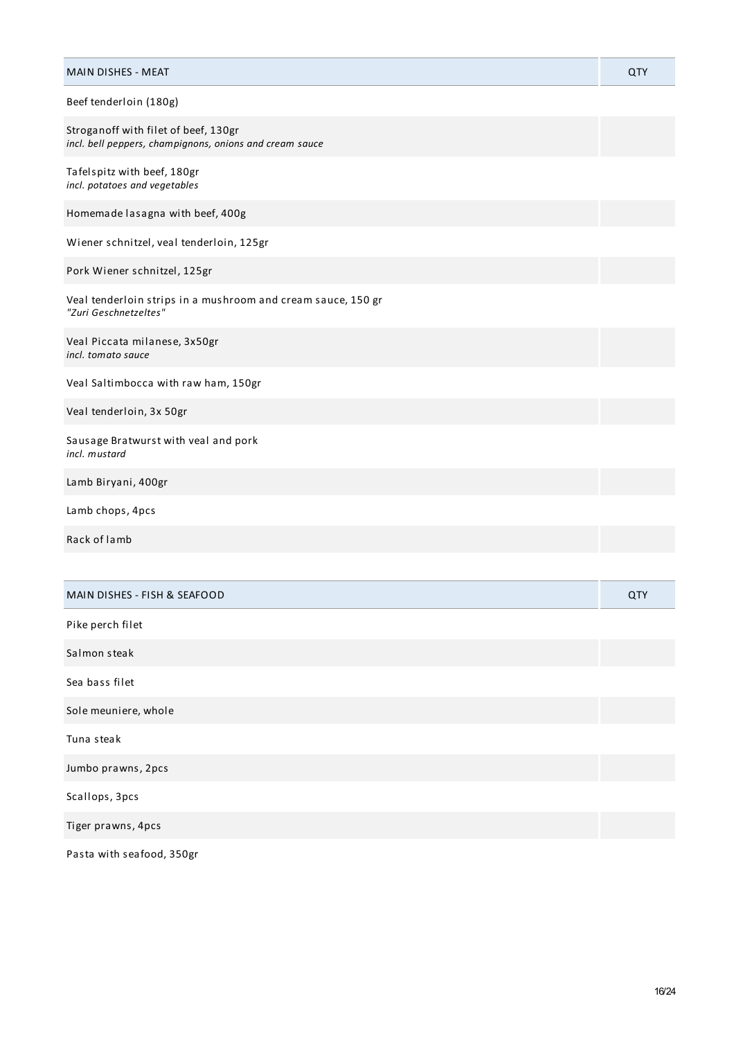| MAIN DISHES - MEAT | QTY |
|---|---|
| Beef tenderloin (180g) | |
| Stroganoff with filet of beef, 130gr<br>*incl. bell peppers, champignons, onions and cream sauce* | |
| Tafelspitz with beef, 180gr<br>*incl. potatoes and vegetables* | |
| Homemade lasagna with beef, 400g | |
| Wiener schnitzel, veal tenderloin, 125gr | |
| Pork Wiener schnitzel, 125gr | |
| Veal tenderloin strips in a mushroom and cream sauce, 150 gr<br>*"Zuri Geschnetzeltes"* | |
| Veal Piccata milanese, 3x50gr<br>*incl. tomato sauce* | |
| Veal Saltimbocca with raw ham, 150gr | |
| Veal tenderloin, 3x 50gr | |
| Sausage Bratwurst with veal and pork<br>*incl. mustard* | |
| Lamb Biryani, 400gr | |
| Lamb chops, 4pcs | |
| Rack of lamb | |

| MAIN DISHES - FISH & SEAFOOD | QTY |
|---|---|
| Pike perch filet | |
| Salmon steak | |
| Sea bass filet | |
| Sole meuniere, whole | |
| Tuna steak | |
| Jumbo prawns, 2pcs | |
| Scallops, 3pcs | |
| Tiger prawns, 4pcs | |
| Pasta with seafood, 350gr | |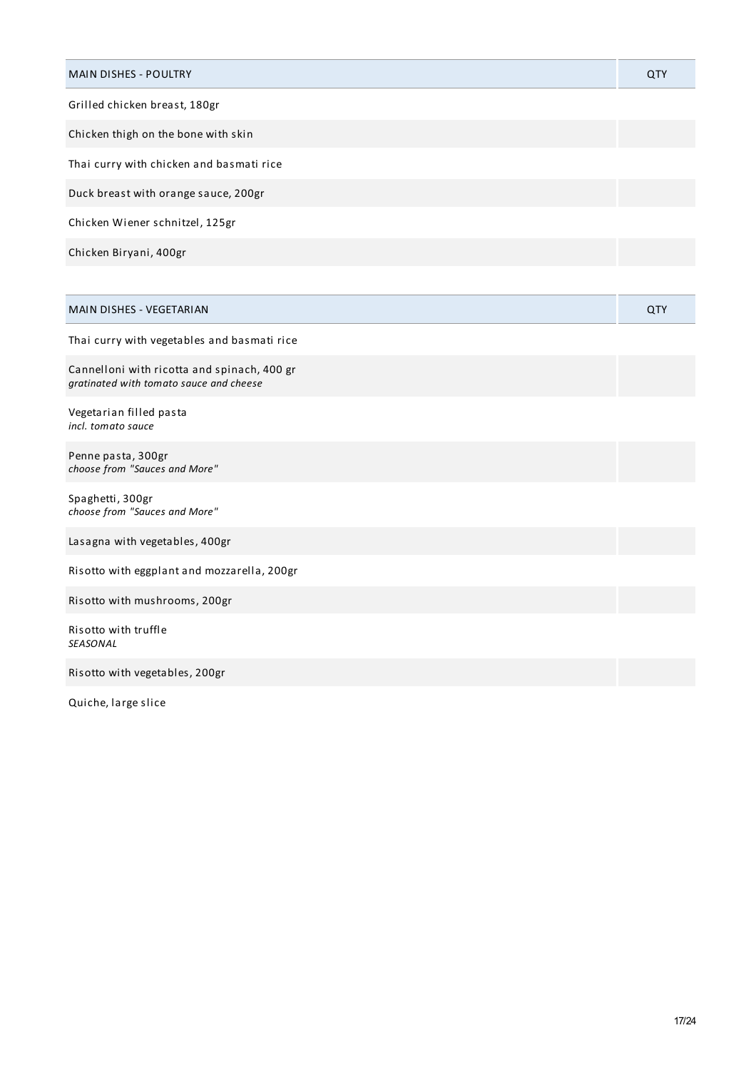| MAIN DISHES - POULTRY | QTY |
|---|---|
| Grilled chicken breast, 180gr | |
| Chicken thigh on the bone with skin | |
| Thai curry with chicken and basmati rice | |
| Duck breast with orange sauce, 200gr | |
| Chicken Wiener schnitzel, 125gr | |
| Chicken Biryani, 400gr | |

| MAIN DISHES - VEGETARIAN | QTY |
|---|---|
| Thai curry with vegetables and basmati rice | |
| Cannelloni with ricotta and spinach, 400 gr<br>*gratinated with tomato sauce and cheese* | |
| Vegetarian filled pasta<br>*incl. tomato sauce* | |
| Penne pasta, 300gr<br>*choose from "Sauces and More"* | |
| Spaghetti, 300gr<br>*choose from "Sauces and More"* | |
| Lasagna with vegetables, 400gr | |
| Risotto with eggplant and mozzarella, 200gr | |
| Risotto with mushrooms, 200gr | |
| Risotto with truffle<br>*SEASONAL* | |
| Risotto with vegetables, 200gr | |
| Quiche, large slice | |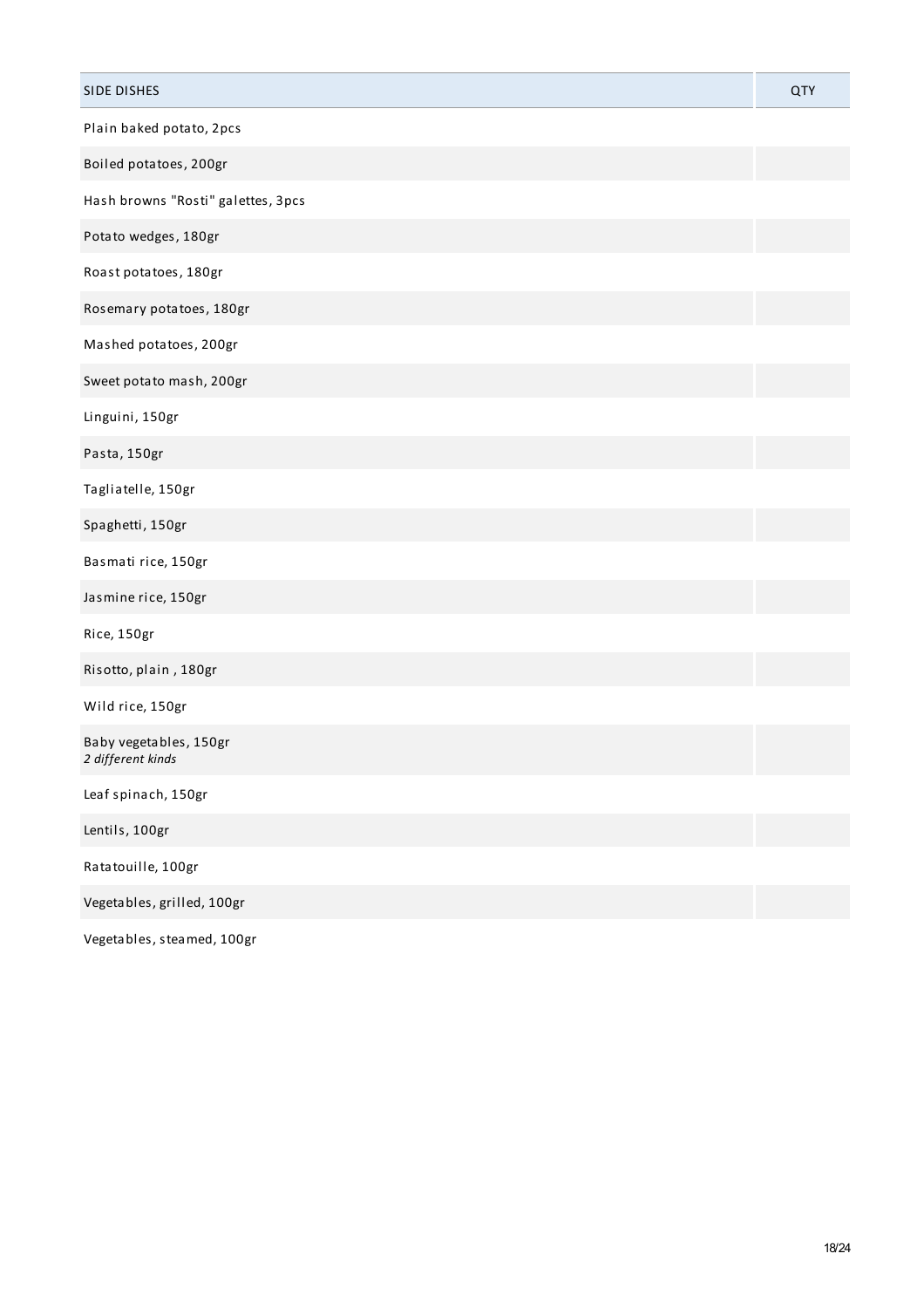| SIDE DISHES | QTY |
| --- | --- |
| Plain baked potato, 2pcs | |
| Boiled potatoes, 200gr | |
| Hash browns "Rosti" galettes, 3pcs | |
| Potato wedges, 180gr | |
| Roast potatoes, 180gr | |
| Rosemary potatoes, 180gr | |
| Mashed potatoes, 200gr | |
| Sweet potato mash, 200gr | |
| Linguini, 150gr | |
| Pasta, 150gr | |
| Tagliatelle, 150gr | |
| Spaghetti, 150gr | |
| Basmati rice, 150gr | |
| Jasmine rice, 150gr | |
| Rice, 150gr | |
| Risotto, plain , 180gr | |
| Wild rice, 150gr | |
| Baby vegetables, 150gr<br>*2 different kinds* | |
| Leaf spinach, 150gr | |
| Lentils, 100gr | |
| Ratatouille, 100gr | |
| Vegetables, grilled, 100gr | |
| Vegetables, steamed, 100gr | |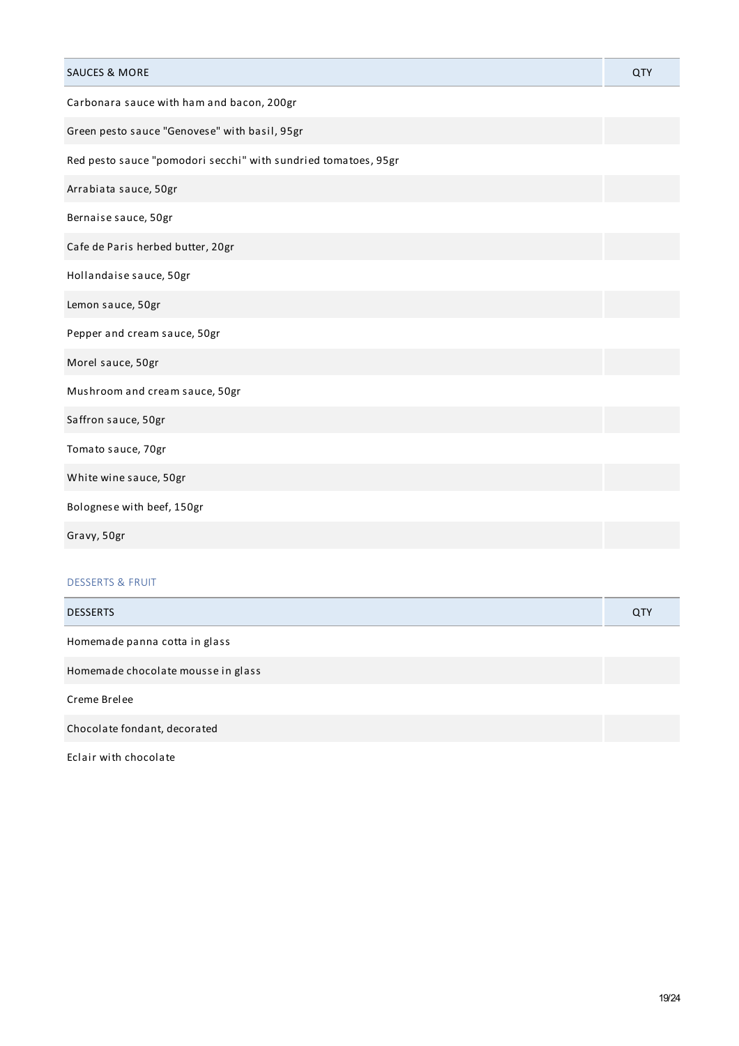| SAUCES & MORE | QTY |
| --- | --- |
| Carbonara sauce with ham and bacon, 200gr | |
| Green pesto sauce "Genovese" with basil, 95gr | |
| Red pesto sauce "pomodori secchi" with sundried tomatoes, 95gr | |
| Arrabiata sauce, 50gr | |
| Bernaise sauce, 50gr | |
| Cafe de Paris herbed butter, 20gr | |
| Hollandaise sauce, 50gr | |
| Lemon sauce, 50gr | |
| Pepper and cream sauce, 50gr | |
| Morel sauce, 50gr | |
| Mushroom and cream sauce, 50gr | |
| Saffron sauce, 50gr | |
| Tomato sauce, 70gr | |
| White wine sauce, 50gr | |
| Bolognese with beef, 150gr | |
| Gravy, 50gr | |

## DESSERTS & FRUIT

| DESSERTS | QTY |
| --- | --- |
| Homemade panna cotta in glass | |
| Homemade chocolate mousse in glass | |
| Creme Brelee | |
| Chocolate fondant, decorated | |
| Eclair with chocolate | |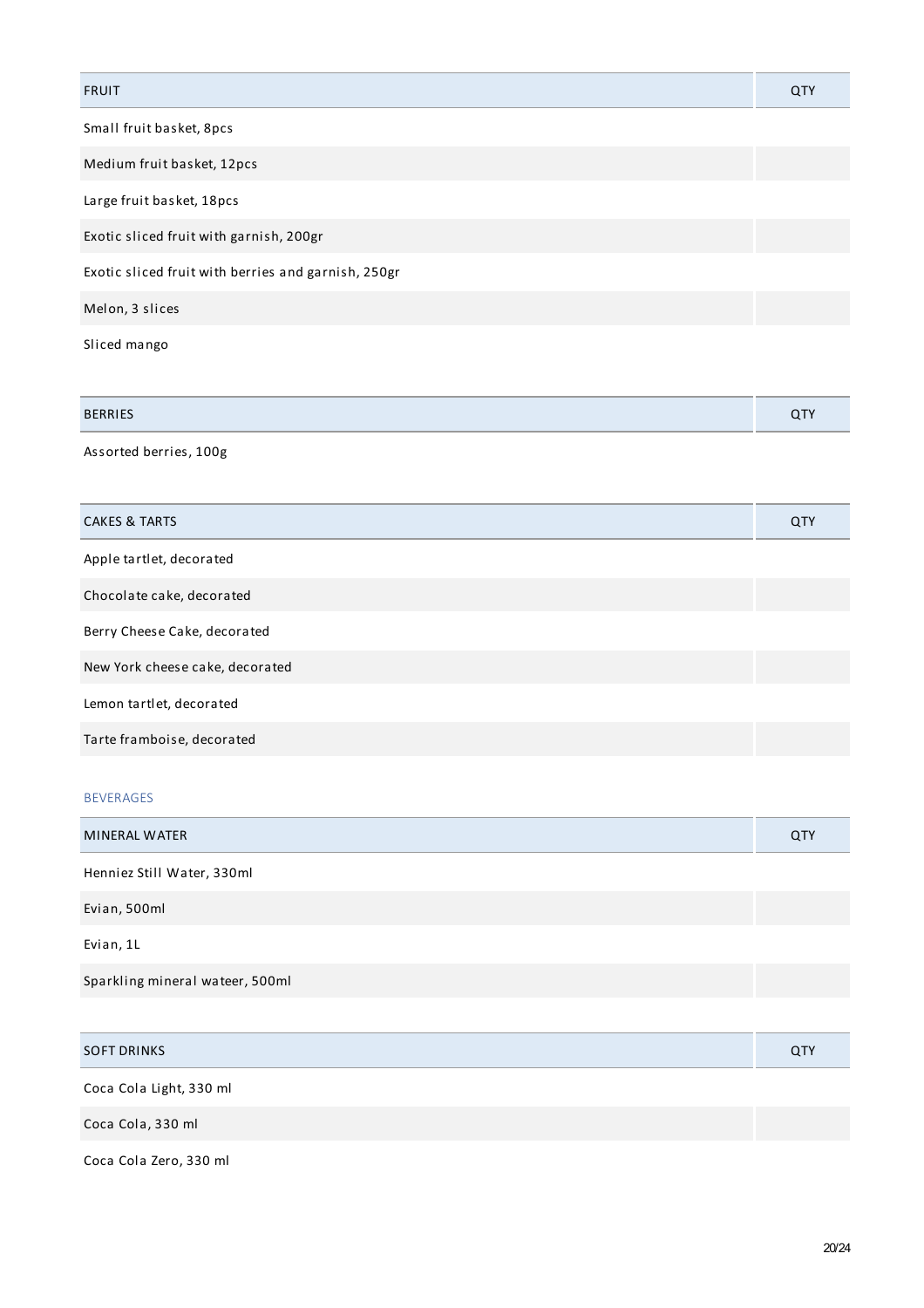| FRUIT | QTY |
| --- | --- |
| Small fruit basket, 8pcs | |
| Medium fruit basket, 12pcs | |
| Large fruit basket, 18pcs | |
| Exotic sliced fruit with garnish, 200gr | |
| Exotic sliced fruit with berries and garnish, 250gr | |
| Melon, 3 slices | |
| Sliced mango | |

| BERRIES | QTY |
| --- | --- |
| Assorted berries, 100g | |

| CAKES & TARTS | QTY |
| --- | --- |
| Apple tartlet, decorated | |
| Chocolate cake, decorated | |
| Berry Cheese Cake, decorated | |
| New York cheese cake, decorated | |
| Lemon tartlet, decorated | |
| Tarte framboise, decorated | |

## BEVERAGES

| MINERAL WATER | QTY |
| --- | --- |
| Henniez Still Water, 330ml | |
| Evian, 500ml | |
| Evian, 1L | |
| Sparkling mineral wateer, 500ml | |

| SOFT DRINKS | QTY |
| --- | --- |
| Coca Cola Light, 330 ml | |
| Coca Cola, 330 ml | |
| Coca Cola Zero, 330 ml | |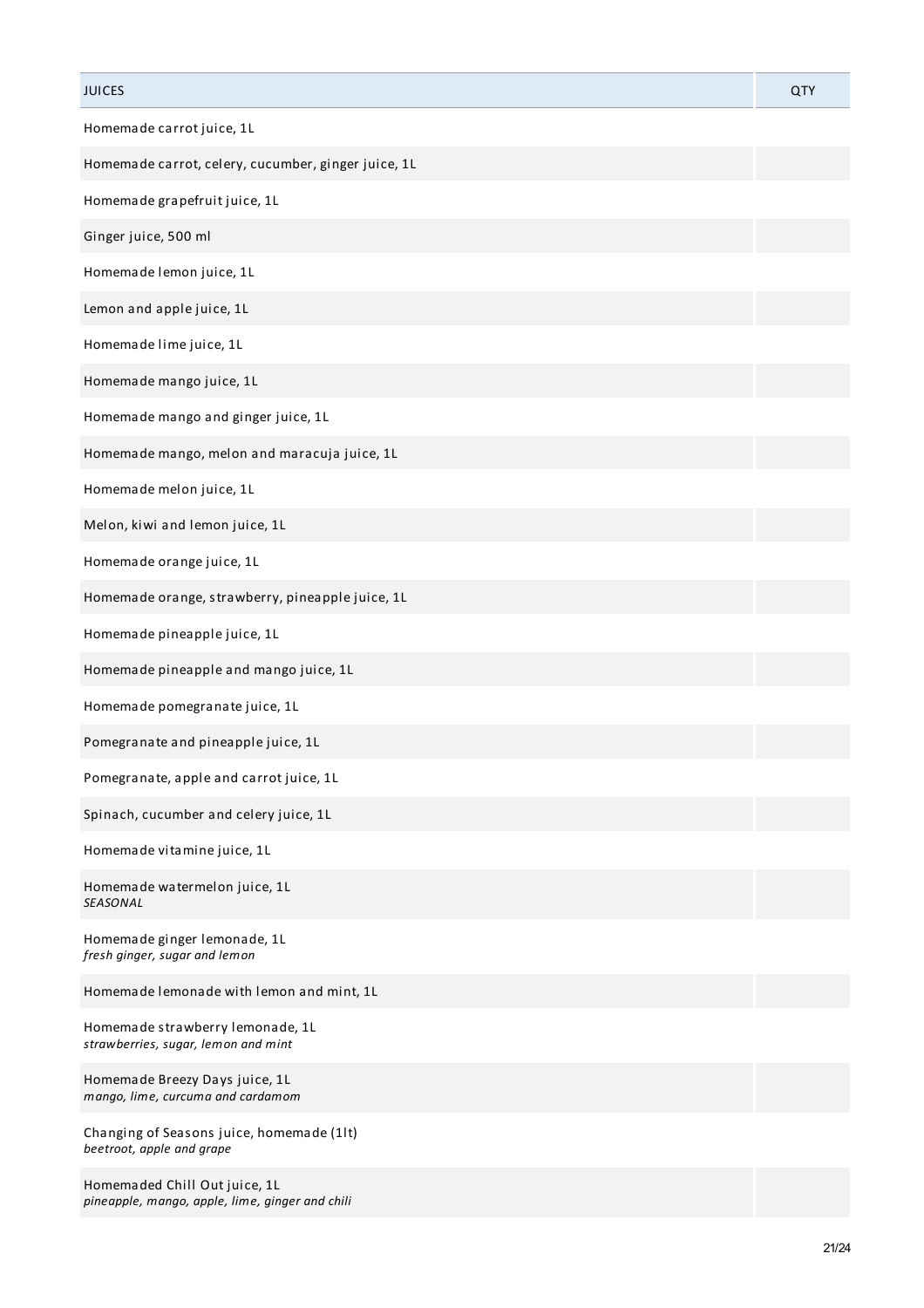| JUICES | QTY |
|---|---|
| Homemade carrot juice, 1L | |
| Homemade carrot, celery, cucumber, ginger juice, 1L | |
| Homemade grapefruit juice, 1L | |
| Ginger juice, 500 ml | |
| Homemade lemon juice, 1L | |
| Lemon and apple juice, 1L | |
| Homemade lime juice, 1L | |
| Homemade mango juice, 1L | |
| Homemade mango and ginger juice, 1L | |
| Homemade mango, melon and maracuja juice, 1L | |
| Homemade melon juice, 1L | |
| Melon, kiwi and lemon juice, 1L | |
| Homemade orange juice, 1L | |
| Homemade orange, strawberry, pineapple juice, 1L | |
| Homemade pineapple juice, 1L | |
| Homemade pineapple and mango juice, 1L | |
| Homemade pomegranate juice, 1L | |
| Pomegranate and pineapple juice, 1L | |
| Pomegranate, apple and carrot juice, 1L | |
| Spinach, cucumber and celery juice, 1L | |
| Homemade vitamine juice, 1L | |
| Homemade watermelon juice, 1L<br>*SEASONAL* | |
| Homemade ginger lemonade, 1L<br>*fresh ginger, sugar and lemon* | |
| Homemade lemonade with lemon and mint, 1L | |
| Homemade strawberry lemonade, 1L<br>*strawberries, sugar, lemon and mint* | |
| Homemade Breezy Days juice, 1L<br>*mango, lime, curcuma and cardamom* | |
| Changing of Seasons juice, homemade (1lt)<br>*beetroot, apple and grape* | |
| Homemaded Chill Out juice, 1L<br>*pineapple, mango, apple, lime, ginger and chili* | |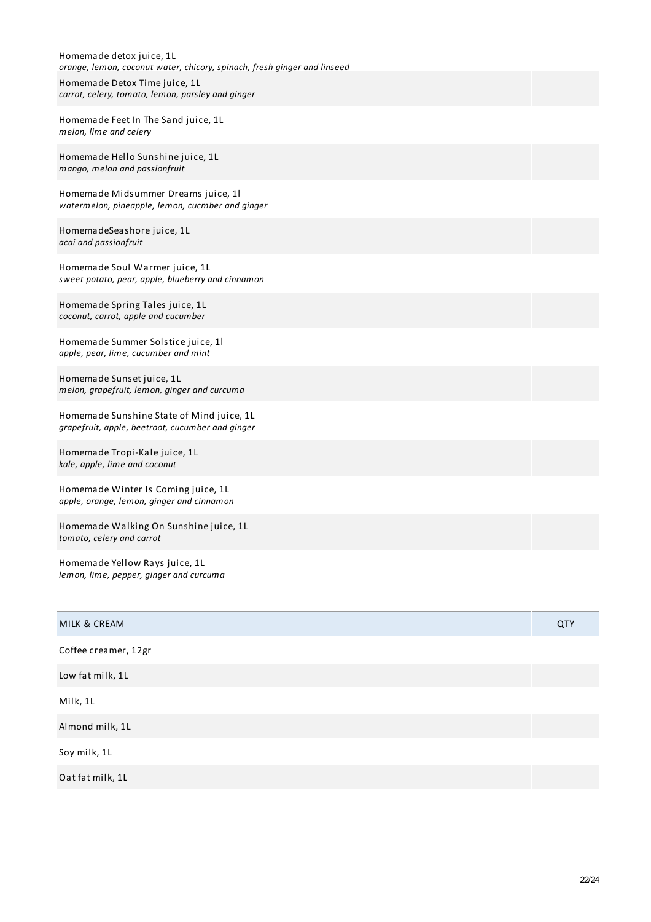| | |
|---|---|
| Homemade detox juice, 1L<br>*orange, lemon, coconut water, chicory, spinach, fresh ginger and linseed* | |
| Homemade Detox Time juice, 1L<br>*carrot, celery, tomato, lemon, parsley and ginger* | |
| Homemade Feet In The Sand juice, 1L<br>*melon, lime and celery* | |
| Homemade Hello Sunshine juice, 1L<br>*mango, melon and passionfruit* | |
| Homemade Midsummer Dreams juice, 1l<br>*watermelon, pineapple, lemon, cucmber and ginger* | |
| HomemadeSeashore juice, 1L<br>*acai and passionfruit* | |
| Homemade Soul Warmer juice, 1L<br>*sweet potato, pear, apple, blueberry and cinnamon* | |
| Homemade Spring Tales juice, 1L<br>*coconut, carrot, apple and cucumber* | |
| Homemade Summer Solstice juice, 1l<br>*apple, pear, lime, cucumber and mint* | |
| Homemade Sunset juice, 1L<br>*melon, grapefruit, lemon, ginger and curcuma* | |
| Homemade Sunshine State of Mind juice, 1L<br>*grapefruit, apple, beetroot, cucumber and ginger* | |
| Homemade Tropi-Kale juice, 1L<br>*kale, apple, lime and coconut* | |
| Homemade Winter Is Coming juice, 1L<br>*apple, orange, lemon, ginger and cinnamon* | |
| Homemade Walking On Sunshine juice, 1L<br>*tomato, celery and carrot* | |
| Homemade Yellow Rays juice, 1L<br>*lemon, lime, pepper, ginger and curcuma* | |

| MILK & CREAM | QTY |
|---|---|
| Coffee creamer, 12gr | |
| Low fat milk, 1L | |
| Milk, 1L | |
| Almond milk, 1L | |
| Soy milk, 1L | |
| Oat fat milk, 1L | |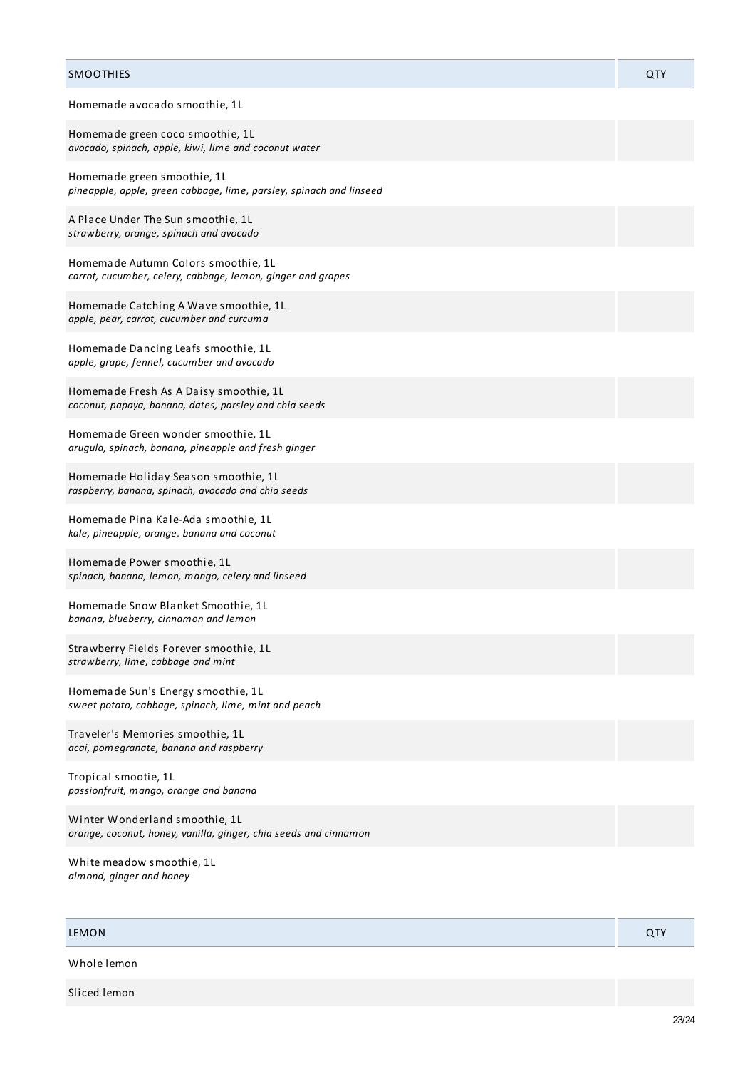| SMOOTHIES | QTY |
|---|---|
| Homemade avocado smoothie, 1L | |
| Homemade green coco smoothie, 1L<br>*avocado, spinach, apple, kiwi, lime and coconut water* | |
| Homemade green smoothie, 1L<br>*pineapple, apple, green cabbage, lime, parsley, spinach and linseed* | |
| A Place Under The Sun smoothie, 1L<br>*strawberry, orange, spinach and avocado* | |
| Homemade Autumn Colors smoothie, 1L<br>*carrot, cucumber, celery, cabbage, lemon, ginger and grapes* | |
| Homemade Catching A Wave smoothie, 1L<br>*apple, pear, carrot, cucumber and curcuma* | |
| Homemade Dancing Leafs smoothie, 1L<br>*apple, grape, fennel, cucumber and avocado* | |
| Homemade Fresh As A Daisy smoothie, 1L<br>*coconut, papaya, banana, dates, parsley and chia seeds* | |
| Homemade Green wonder smoothie, 1L<br>*arugula, spinach, banana, pineapple and fresh ginger* | |
| Homemade Holiday Season smoothie, 1L<br>*raspberry, banana, spinach, avocado and chia seeds* | |
| Homemade Pina Kale-Ada smoothie, 1L<br>*kale, pineapple, orange, banana and coconut* | |
| Homemade Power smoothie, 1L<br>*spinach, banana, lemon, mango, celery and linseed* | |
| Homemade Snow Blanket Smoothie, 1L<br>*banana, blueberry, cinnamon and lemon* | |
| Strawberry Fields Forever smoothie, 1L<br>*strawberry, lime, cabbage and mint* | |
| Homemade Sun's Energy smoothie, 1L<br>*sweet potato, cabbage, spinach, lime, mint and peach* | |
| Traveler's Memories smoothie, 1L<br>*acai, pomegranate, banana and raspberry* | |
| Tropical smootie, 1L<br>*passionfruit, mango, orange and banana* | |
| Winter Wonderland smoothie, 1L<br>*orange, coconut, honey, vanilla, ginger, chia seeds and cinnamon* | |
| White meadow smoothie, 1L<br>*almond, ginger and honey* | |

| LEMON | QTY |
|---|---|
| Whole lemon | |
| Sliced lemon | |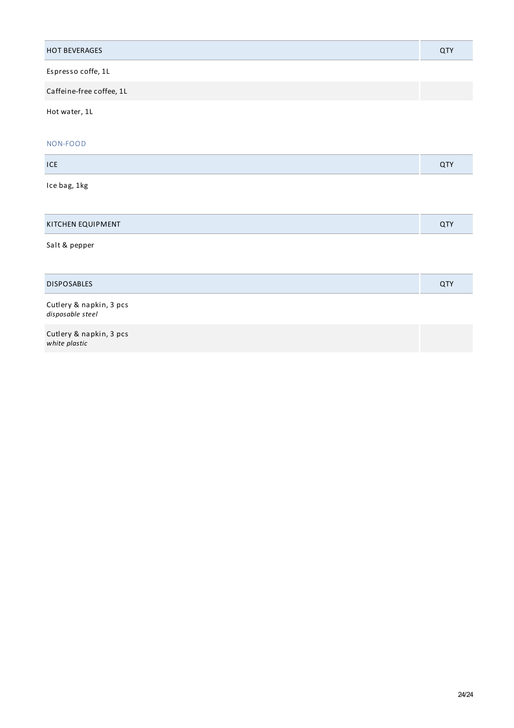| HOT BEVERAGES | QTY |
| --- | --- |
| Espresso coffe, 1L | |
| Caffeine-free coffee, 1L | |
| Hot water, 1L | |

## NON-FOOD

| ICE | QTY |
| --- | --- |
| Ice bag, 1kg | |

| KITCHEN EQUIPMENT | QTY |
| --- | --- |
| Salt & pepper | |

| DISPOSABLES | QTY |
| --- | --- |
| Cutlery & napkin, 3 pcs<br>*disposable steel* | |
| Cutlery & napkin, 3 pcs<br>*white plastic* | |